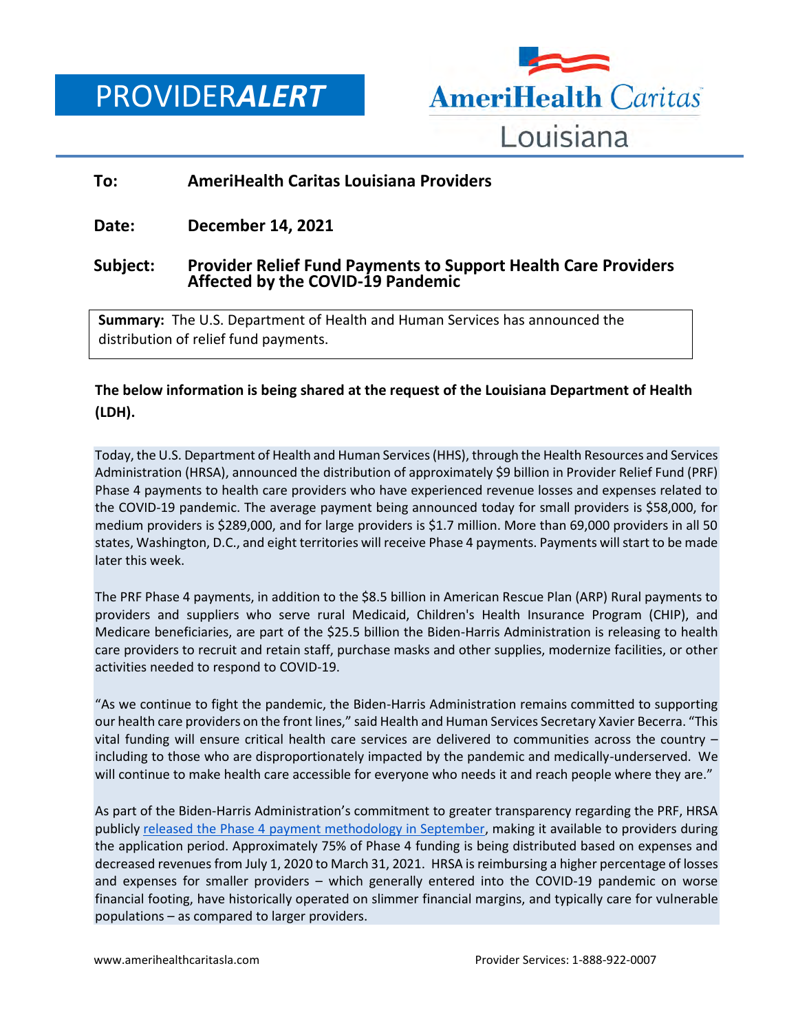# PROVIDER*ALERT*

AmeriHealth Caritas Louisiana

**To:** **AmeriHealth Caritas Louisiana Providers**

**Date:** **December 14, 2021**

**Subject:** **Provider Relief Fund Payments to Support Health Care Providers Affected by the COVID-19 Pandemic**

**Summary:** The U.S. Department of Health and Human Services has announced the distribution of relief fund payments.

**The below information is being shared at the request of the Louisiana Department of Health (LDH).**

Today, the U.S. Department of Health and Human Services (HHS), through the Health Resources and Services Administration (HRSA), announced the distribution of approximately $9 billion in Provider Relief Fund (PRF) Phase 4 payments to health care providers who have experienced revenue losses and expenses related to the COVID-19 pandemic. The average payment being announced today for small providers is $58,000, for medium providers is $289,000, and for large providers is $1.7 million. More than 69,000 providers in all 50 states, Washington, D.C., and eight territories will receive Phase 4 payments. Payments will start to be made later this week.

The PRF Phase 4 payments, in addition to the $8.5 billion in American Rescue Plan (ARP) Rural payments to providers and suppliers who serve rural Medicaid, Children's Health Insurance Program (CHIP), and Medicare beneficiaries, are part of the $25.5 billion the Biden-Harris Administration is releasing to health care providers to recruit and retain staff, purchase masks and other supplies, modernize facilities, or other activities needed to respond to COVID-19.

"As we continue to fight the pandemic, the Biden-Harris Administration remains committed to supporting our health care providers on the front lines," said Health and Human Services Secretary Xavier Becerra. "This vital funding will ensure critical health care services are delivered to communities across the country – including to those who are disproportionately impacted by the pandemic and medically-underserved. We will continue to make health care accessible for everyone who needs it and reach people where they are."

As part of the Biden-Harris Administration's commitment to greater transparency regarding the PRF, HRSA publicly released the Phase 4 payment methodology in September, making it available to providers during the application period. Approximately 75% of Phase 4 funding is being distributed based on expenses and decreased revenues from July 1, 2020 to March 31, 2021. HRSA is reimbursing a higher percentage of losses and expenses for smaller providers – which generally entered into the COVID-19 pandemic on worse financial footing, have historically operated on slimmer financial margins, and typically care for vulnerable populations – as compared to larger providers.

www.amerihealthcaritasla.com Provider Services: 1-888-922-0007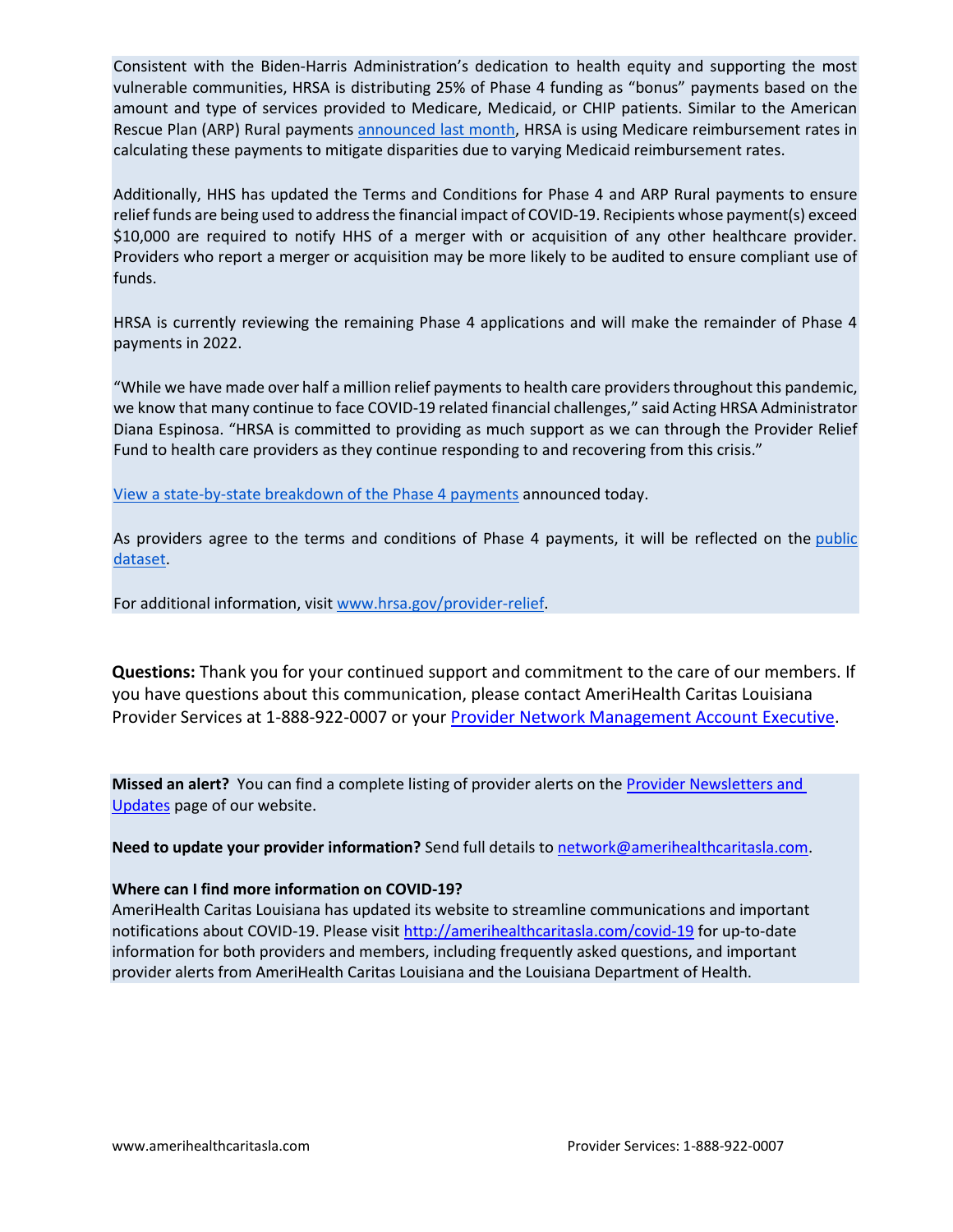Consistent with the Biden-Harris Administration's dedication to health equity and supporting the most vulnerable communities, HRSA is distributing 25% of Phase 4 funding as "bonus" payments based on the amount and type of services provided to Medicare, Medicaid, or CHIP patients. Similar to the American Rescue Plan (ARP) Rural payments announced last month, HRSA is using Medicare reimbursement rates in calculating these payments to mitigate disparities due to varying Medicaid reimbursement rates.

Additionally, HHS has updated the Terms and Conditions for Phase 4 and ARP Rural payments to ensure relief funds are being used to address the financial impact of COVID-19. Recipients whose payment(s) exceed $10,000 are required to notify HHS of a merger with or acquisition of any other healthcare provider. Providers who report a merger or acquisition may be more likely to be audited to ensure compliant use of funds.

HRSA is currently reviewing the remaining Phase 4 applications and will make the remainder of Phase 4 payments in 2022.

"While we have made over half a million relief payments to health care providers throughout this pandemic, we know that many continue to face COVID-19 related financial challenges," said Acting HRSA Administrator Diana Espinosa. "HRSA is committed to providing as much support as we can through the Provider Relief Fund to health care providers as they continue responding to and recovering from this crisis."

View a state-by-state breakdown of the Phase 4 payments announced today.

As providers agree to the terms and conditions of Phase 4 payments, it will be reflected on the public dataset.

For additional information, visit www.hrsa.gov/provider-relief.

**Questions:** Thank you for your continued support and commitment to the care of our members. If you have questions about this communication, please contact AmeriHealth Caritas Louisiana Provider Services at 1-888-922-0007 or your Provider Network Management Account Executive.

**Missed an alert?** You can find a complete listing of provider alerts on the Provider Newsletters and Updates page of our website.

**Need to update your provider information?** Send full details to network@amerihealthcaritasla.com.

**Where can I find more information on COVID-19?**
AmeriHealth Caritas Louisiana has updated its website to streamline communications and important notifications about COVID-19. Please visit http://amerihealthcaritasla.com/covid-19 for up-to-date information for both providers and members, including frequently asked questions, and important provider alerts from AmeriHealth Caritas Louisiana and the Louisiana Department of Health.